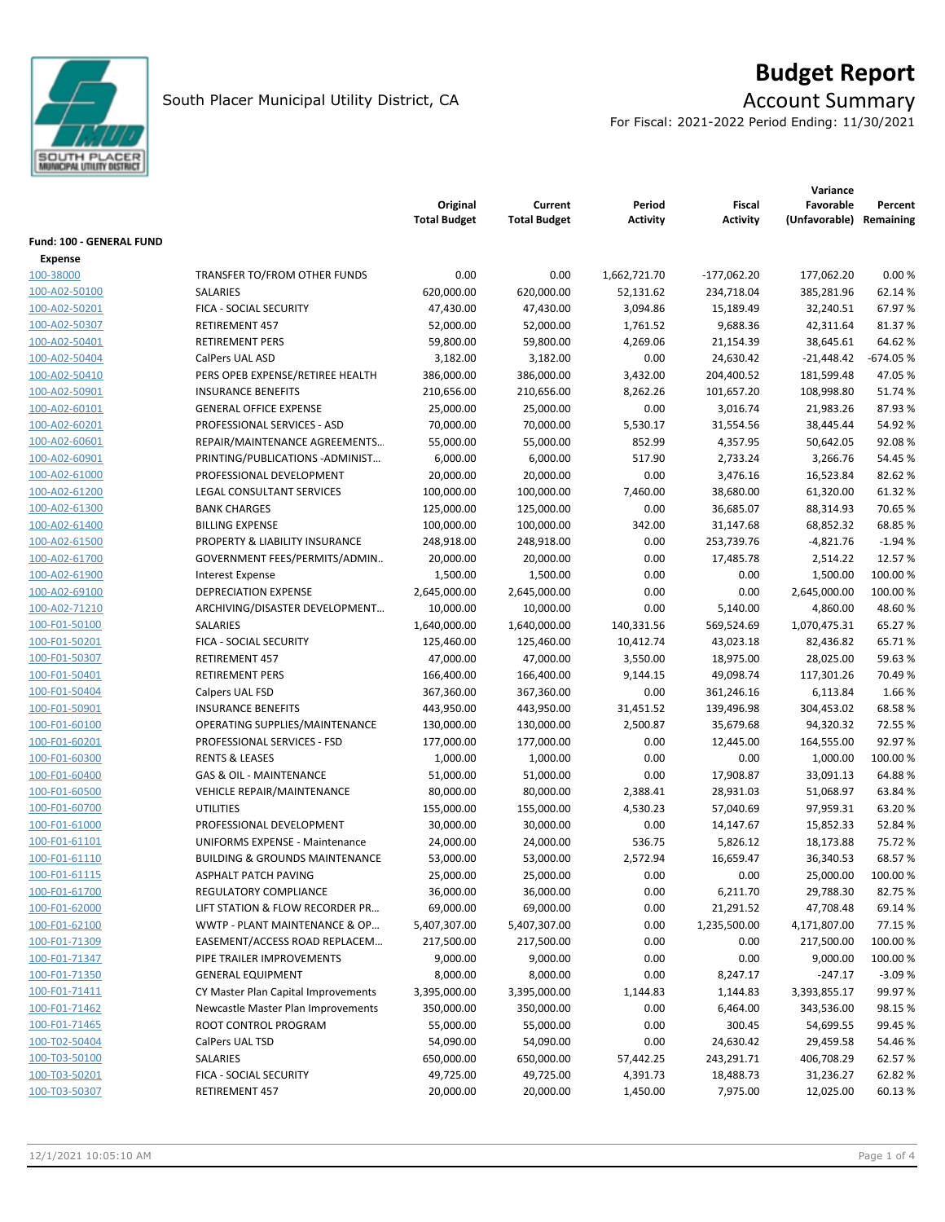# Budget Report

South Placer Municipal Utility District, CA

## Account Summary

For Fiscal: 2021-2022 Period Ending: 11/30/2021

| | | Original Total Budget | Current Total Budget | Period Activity | Fiscal Activity | Variance Favorable (Unfavorable) | Percent Remaining |
|---|---|---|---|---|---|---|---|
| **Fund: 100 - GENERAL FUND** | | | | | | | |
| **Expense** | | | | | | | |
| 100-38000 | TRANSFER TO/FROM OTHER FUNDS | 0.00 | 0.00 | 1,662,721.70 | -177,062.20 | 177,062.20 | 0.00 % |
| 100-A02-50100 | SALARIES | 620,000.00 | 620,000.00 | 52,131.62 | 234,718.04 | 385,281.96 | 62.14 % |
| 100-A02-50201 | FICA - SOCIAL SECURITY | 47,430.00 | 47,430.00 | 3,094.86 | 15,189.49 | 32,240.51 | 67.97 % |
| 100-A02-50307 | RETIREMENT 457 | 52,000.00 | 52,000.00 | 1,761.52 | 9,688.36 | 42,311.64 | 81.37 % |
| 100-A02-50401 | RETIREMENT PERS | 59,800.00 | 59,800.00 | 4,269.06 | 21,154.39 | 38,645.61 | 64.62 % |
| 100-A02-50404 | CalPers UAL ASD | 3,182.00 | 3,182.00 | 0.00 | 24,630.42 | -21,448.42 | -674.05 % |
| 100-A02-50410 | PERS OPEB EXPENSE/RETIREE HEALTH | 386,000.00 | 386,000.00 | 3,432.00 | 204,400.52 | 181,599.48 | 47.05 % |
| 100-A02-50901 | INSURANCE BENEFITS | 210,656.00 | 210,656.00 | 8,262.26 | 101,657.20 | 108,998.80 | 51.74 % |
| 100-A02-60101 | GENERAL OFFICE EXPENSE | 25,000.00 | 25,000.00 | 0.00 | 3,016.74 | 21,983.26 | 87.93 % |
| 100-A02-60201 | PROFESSIONAL SERVICES - ASD | 70,000.00 | 70,000.00 | 5,530.17 | 31,554.56 | 38,445.44 | 54.92 % |
| 100-A02-60601 | REPAIR/MAINTENANCE AGREEMENTS… | 55,000.00 | 55,000.00 | 852.99 | 4,357.95 | 50,642.05 | 92.08 % |
| 100-A02-60901 | PRINTING/PUBLICATIONS -ADMINIST… | 6,000.00 | 6,000.00 | 517.90 | 2,733.24 | 3,266.76 | 54.45 % |
| 100-A02-61000 | PROFESSIONAL DEVELOPMENT | 20,000.00 | 20,000.00 | 0.00 | 3,476.16 | 16,523.84 | 82.62 % |
| 100-A02-61200 | LEGAL CONSULTANT SERVICES | 100,000.00 | 100,000.00 | 7,460.00 | 38,680.00 | 61,320.00 | 61.32 % |
| 100-A02-61300 | BANK CHARGES | 125,000.00 | 125,000.00 | 0.00 | 36,685.07 | 88,314.93 | 70.65 % |
| 100-A02-61400 | BILLING EXPENSE | 100,000.00 | 100,000.00 | 342.00 | 31,147.68 | 68,852.32 | 68.85 % |
| 100-A02-61500 | PROPERTY & LIABILITY INSURANCE | 248,918.00 | 248,918.00 | 0.00 | 253,739.76 | -4,821.76 | -1.94 % |
| 100-A02-61700 | GOVERNMENT FEES/PERMITS/ADMIN.. | 20,000.00 | 20,000.00 | 0.00 | 17,485.78 | 2,514.22 | 12.57 % |
| 100-A02-61900 | Interest Expense | 1,500.00 | 1,500.00 | 0.00 | 0.00 | 1,500.00 | 100.00 % |
| 100-A02-69100 | DEPRECIATION EXPENSE | 2,645,000.00 | 2,645,000.00 | 0.00 | 0.00 | 2,645,000.00 | 100.00 % |
| 100-A02-71210 | ARCHIVING/DISASTER DEVELOPMENT… | 10,000.00 | 10,000.00 | 0.00 | 5,140.00 | 4,860.00 | 48.60 % |
| 100-F01-50100 | SALARIES | 1,640,000.00 | 1,640,000.00 | 140,331.56 | 569,524.69 | 1,070,475.31 | 65.27 % |
| 100-F01-50201 | FICA - SOCIAL SECURITY | 125,460.00 | 125,460.00 | 10,412.74 | 43,023.18 | 82,436.82 | 65.71 % |
| 100-F01-50307 | RETIREMENT 457 | 47,000.00 | 47,000.00 | 3,550.00 | 18,975.00 | 28,025.00 | 59.63 % |
| 100-F01-50401 | RETIREMENT PERS | 166,400.00 | 166,400.00 | 9,144.15 | 49,098.74 | 117,301.26 | 70.49 % |
| 100-F01-50404 | Calpers UAL FSD | 367,360.00 | 367,360.00 | 0.00 | 361,246.16 | 6,113.84 | 1.66 % |
| 100-F01-50901 | INSURANCE BENEFITS | 443,950.00 | 443,950.00 | 31,451.52 | 139,496.98 | 304,453.02 | 68.58 % |
| 100-F01-60100 | OPERATING SUPPLIES/MAINTENANCE | 130,000.00 | 130,000.00 | 2,500.87 | 35,679.68 | 94,320.32 | 72.55 % |
| 100-F01-60201 | PROFESSIONAL SERVICES - FSD | 177,000.00 | 177,000.00 | 0.00 | 12,445.00 | 164,555.00 | 92.97 % |
| 100-F01-60300 | RENTS & LEASES | 1,000.00 | 1,000.00 | 0.00 | 0.00 | 1,000.00 | 100.00 % |
| 100-F01-60400 | GAS & OIL - MAINTENANCE | 51,000.00 | 51,000.00 | 0.00 | 17,908.87 | 33,091.13 | 64.88 % |
| 100-F01-60500 | VEHICLE REPAIR/MAINTENANCE | 80,000.00 | 80,000.00 | 2,388.41 | 28,931.03 | 51,068.97 | 63.84 % |
| 100-F01-60700 | UTILITIES | 155,000.00 | 155,000.00 | 4,530.23 | 57,040.69 | 97,959.31 | 63.20 % |
| 100-F01-61000 | PROFESSIONAL DEVELOPMENT | 30,000.00 | 30,000.00 | 0.00 | 14,147.67 | 15,852.33 | 52.84 % |
| 100-F01-61101 | UNIFORMS EXPENSE - Maintenance | 24,000.00 | 24,000.00 | 536.75 | 5,826.12 | 18,173.88 | 75.72 % |
| 100-F01-61110 | BUILDING & GROUNDS MAINTENANCE | 53,000.00 | 53,000.00 | 2,572.94 | 16,659.47 | 36,340.53 | 68.57 % |
| 100-F01-61115 | ASPHALT PATCH PAVING | 25,000.00 | 25,000.00 | 0.00 | 0.00 | 25,000.00 | 100.00 % |
| 100-F01-61700 | REGULATORY COMPLIANCE | 36,000.00 | 36,000.00 | 0.00 | 6,211.70 | 29,788.30 | 82.75 % |
| 100-F01-62000 | LIFT STATION & FLOW RECORDER PR… | 69,000.00 | 69,000.00 | 0.00 | 21,291.52 | 47,708.48 | 69.14 % |
| 100-F01-62100 | WWTP - PLANT MAINTENANCE & OP… | 5,407,307.00 | 5,407,307.00 | 0.00 | 1,235,500.00 | 4,171,807.00 | 77.15 % |
| 100-F01-71309 | EASEMENT/ACCESS ROAD REPLACEM… | 217,500.00 | 217,500.00 | 0.00 | 0.00 | 217,500.00 | 100.00 % |
| 100-F01-71347 | PIPE TRAILER IMPROVEMENTS | 9,000.00 | 9,000.00 | 0.00 | 0.00 | 9,000.00 | 100.00 % |
| 100-F01-71350 | GENERAL EQUIPMENT | 8,000.00 | 8,000.00 | 0.00 | 8,247.17 | -247.17 | -3.09 % |
| 100-F01-71411 | CY Master Plan Capital Improvements | 3,395,000.00 | 3,395,000.00 | 1,144.83 | 1,144.83 | 3,393,855.17 | 99.97 % |
| 100-F01-71462 | Newcastle Master Plan Improvements | 350,000.00 | 350,000.00 | 0.00 | 6,464.00 | 343,536.00 | 98.15 % |
| 100-F01-71465 | ROOT CONTROL PROGRAM | 55,000.00 | 55,000.00 | 0.00 | 300.45 | 54,699.55 | 99.45 % |
| 100-T02-50404 | CalPers UAL TSD | 54,090.00 | 54,090.00 | 0.00 | 24,630.42 | 29,459.58 | 54.46 % |
| 100-T03-50100 | SALARIES | 650,000.00 | 650,000.00 | 57,442.25 | 243,291.71 | 406,708.29 | 62.57 % |
| 100-T03-50201 | FICA - SOCIAL SECURITY | 49,725.00 | 49,725.00 | 4,391.73 | 18,488.73 | 31,236.27 | 62.82 % |
| 100-T03-50307 | RETIREMENT 457 | 20,000.00 | 20,000.00 | 1,450.00 | 7,975.00 | 12,025.00 | 60.13 % |

12/1/2021 10:05:10 AM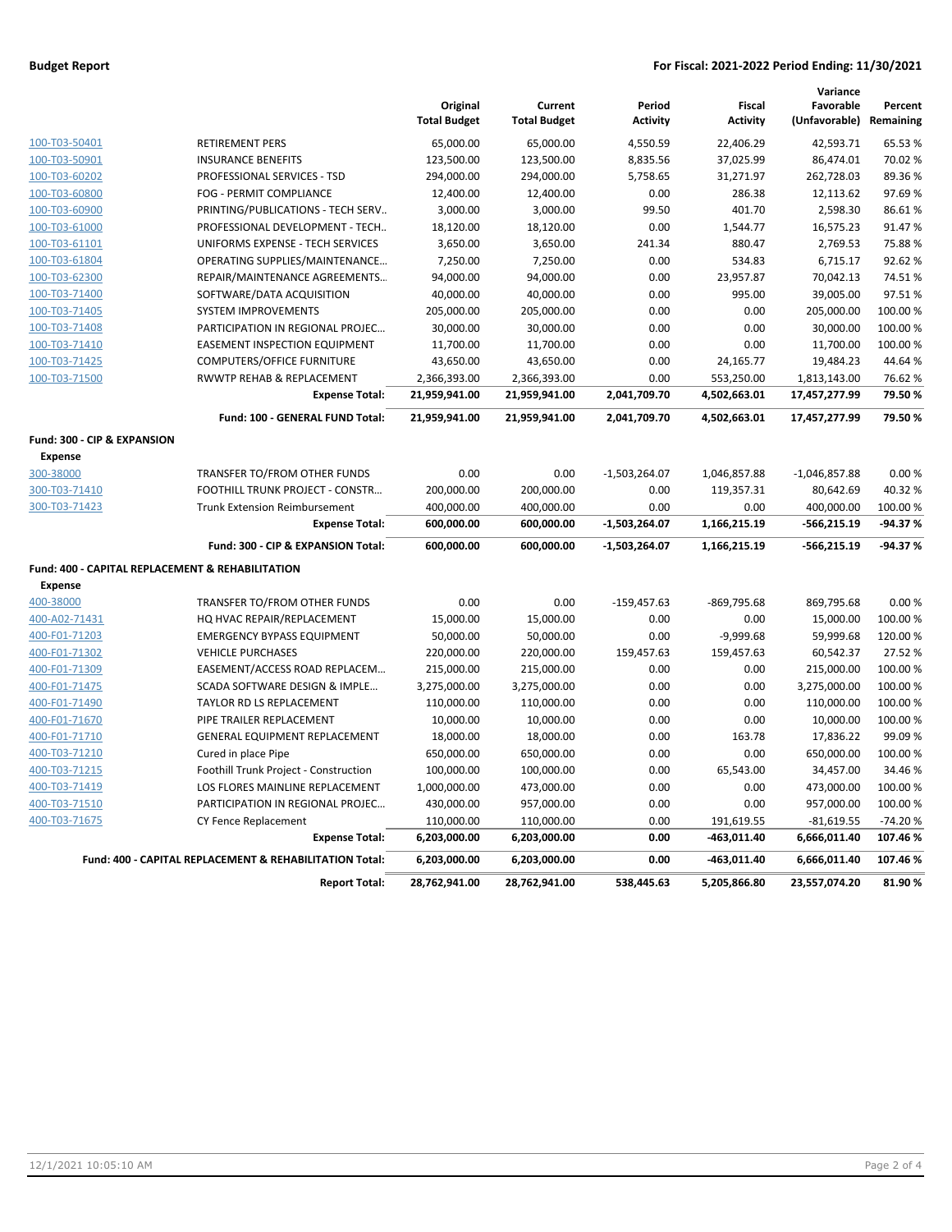**Budget Report** — **For Fiscal: 2021-2022 Period Ending: 11/30/2021**

| | | Original Total Budget | Current Total Budget | Period Activity | Fiscal Activity | Variance Favorable (Unfavorable) | Percent Remaining |
|---|---|---|---|---|---|---|---|
| 100-T03-50401 | RETIREMENT PERS | 65,000.00 | 65,000.00 | 4,550.59 | 22,406.29 | 42,593.71 | 65.53 % |
| 100-T03-50901 | INSURANCE BENEFITS | 123,500.00 | 123,500.00 | 8,835.56 | 37,025.99 | 86,474.01 | 70.02 % |
| 100-T03-60202 | PROFESSIONAL SERVICES - TSD | 294,000.00 | 294,000.00 | 5,758.65 | 31,271.97 | 262,728.03 | 89.36 % |
| 100-T03-60800 | FOG - PERMIT COMPLIANCE | 12,400.00 | 12,400.00 | 0.00 | 286.38 | 12,113.62 | 97.69 % |
| 100-T03-60900 | PRINTING/PUBLICATIONS - TECH SERV.. | 3,000.00 | 3,000.00 | 99.50 | 401.70 | 2,598.30 | 86.61 % |
| 100-T03-61000 | PROFESSIONAL DEVELOPMENT - TECH.. | 18,120.00 | 18,120.00 | 0.00 | 1,544.77 | 16,575.23 | 91.47 % |
| 100-T03-61101 | UNIFORMS EXPENSE - TECH SERVICES | 3,650.00 | 3,650.00 | 241.34 | 880.47 | 2,769.53 | 75.88 % |
| 100-T03-61804 | OPERATING SUPPLIES/MAINTENANCE... | 7,250.00 | 7,250.00 | 0.00 | 534.83 | 6,715.17 | 92.62 % |
| 100-T03-62300 | REPAIR/MAINTENANCE AGREEMENTS... | 94,000.00 | 94,000.00 | 0.00 | 23,957.87 | 70,042.13 | 74.51 % |
| 100-T03-71400 | SOFTWARE/DATA ACQUISITION | 40,000.00 | 40,000.00 | 0.00 | 995.00 | 39,005.00 | 97.51 % |
| 100-T03-71405 | SYSTEM IMPROVEMENTS | 205,000.00 | 205,000.00 | 0.00 | 0.00 | 205,000.00 | 100.00 % |
| 100-T03-71408 | PARTICIPATION IN REGIONAL PROJEC... | 30,000.00 | 30,000.00 | 0.00 | 0.00 | 30,000.00 | 100.00 % |
| 100-T03-71410 | EASEMENT INSPECTION EQUIPMENT | 11,700.00 | 11,700.00 | 0.00 | 0.00 | 11,700.00 | 100.00 % |
| 100-T03-71425 | COMPUTERS/OFFICE FURNITURE | 43,650.00 | 43,650.00 | 0.00 | 24,165.77 | 19,484.23 | 44.64 % |
| 100-T03-71500 | RWWTP REHAB & REPLACEMENT | 2,366,393.00 | 2,366,393.00 | 0.00 | 553,250.00 | 1,813,143.00 | 76.62 % |
| | **Expense Total:** | **21,959,941.00** | **21,959,941.00** | **2,041,709.70** | **4,502,663.01** | **17,457,277.99** | **79.50 %** |
| | **Fund: 100 - GENERAL FUND Total:** | **21,959,941.00** | **21,959,941.00** | **2,041,709.70** | **4,502,663.01** | **17,457,277.99** | **79.50 %** |
| **Fund: 300 - CIP & EXPANSION** | | | | | | | |
| **Expense** | | | | | | | |
| 300-38000 | TRANSFER TO/FROM OTHER FUNDS | 0.00 | 0.00 | -1,503,264.07 | 1,046,857.88 | -1,046,857.88 | 0.00 % |
| 300-T03-71410 | FOOTHILL TRUNK PROJECT - CONSTR... | 200,000.00 | 200,000.00 | 0.00 | 119,357.31 | 80,642.69 | 40.32 % |
| 300-T03-71423 | Trunk Extension Reimbursement | 400,000.00 | 400,000.00 | 0.00 | 0.00 | 400,000.00 | 100.00 % |
| | **Expense Total:** | **600,000.00** | **600,000.00** | **-1,503,264.07** | **1,166,215.19** | **-566,215.19** | **-94.37 %** |
| | **Fund: 300 - CIP & EXPANSION Total:** | **600,000.00** | **600,000.00** | **-1,503,264.07** | **1,166,215.19** | **-566,215.19** | **-94.37 %** |
| **Fund: 400 - CAPITAL REPLACEMENT & REHABILITATION** | | | | | | | |
| **Expense** | | | | | | | |
| 400-38000 | TRANSFER TO/FROM OTHER FUNDS | 0.00 | 0.00 | -159,457.63 | -869,795.68 | 869,795.68 | 0.00 % |
| 400-A02-71431 | HQ HVAC REPAIR/REPLACEMENT | 15,000.00 | 15,000.00 | 0.00 | 0.00 | 15,000.00 | 100.00 % |
| 400-F01-71203 | EMERGENCY BYPASS EQUIPMENT | 50,000.00 | 50,000.00 | 0.00 | -9,999.68 | 59,999.68 | 120.00 % |
| 400-F01-71302 | VEHICLE PURCHASES | 220,000.00 | 220,000.00 | 159,457.63 | 159,457.63 | 60,542.37 | 27.52 % |
| 400-F01-71309 | EASEMENT/ACCESS ROAD REPLACEM... | 215,000.00 | 215,000.00 | 0.00 | 0.00 | 215,000.00 | 100.00 % |
| 400-F01-71475 | SCADA SOFTWARE DESIGN & IMPLE... | 3,275,000.00 | 3,275,000.00 | 0.00 | 0.00 | 3,275,000.00 | 100.00 % |
| 400-F01-71490 | TAYLOR RD LS REPLACEMENT | 110,000.00 | 110,000.00 | 0.00 | 0.00 | 110,000.00 | 100.00 % |
| 400-F01-71670 | PIPE TRAILER REPLACEMENT | 10,000.00 | 10,000.00 | 0.00 | 0.00 | 10,000.00 | 100.00 % |
| 400-F01-71710 | GENERAL EQUIPMENT REPLACEMENT | 18,000.00 | 18,000.00 | 0.00 | 163.78 | 17,836.22 | 99.09 % |
| 400-T03-71210 | Cured in place Pipe | 650,000.00 | 650,000.00 | 0.00 | 0.00 | 650,000.00 | 100.00 % |
| 400-T03-71215 | Foothill Trunk Project - Construction | 100,000.00 | 100,000.00 | 0.00 | 65,543.00 | 34,457.00 | 34.46 % |
| 400-T03-71419 | LOS FLORES MAINLINE REPLACEMENT | 1,000,000.00 | 473,000.00 | 0.00 | 0.00 | 473,000.00 | 100.00 % |
| 400-T03-71510 | PARTICIPATION IN REGIONAL PROJEC... | 430,000.00 | 957,000.00 | 0.00 | 0.00 | 957,000.00 | 100.00 % |
| 400-T03-71675 | CY Fence Replacement | 110,000.00 | 110,000.00 | 0.00 | 191,619.55 | -81,619.55 | -74.20 % |
| | **Expense Total:** | **6,203,000.00** | **6,203,000.00** | **0.00** | **-463,011.40** | **6,666,011.40** | **107.46 %** |
| | **Fund: 400 - CAPITAL REPLACEMENT & REHABILITATION Total:** | **6,203,000.00** | **6,203,000.00** | **0.00** | **-463,011.40** | **6,666,011.40** | **107.46 %** |
| | **Report Total:** | **28,762,941.00** | **28,762,941.00** | **538,445.63** | **5,205,866.80** | **23,557,074.20** | **81.90 %** |

12/1/2021 10:05:10 AM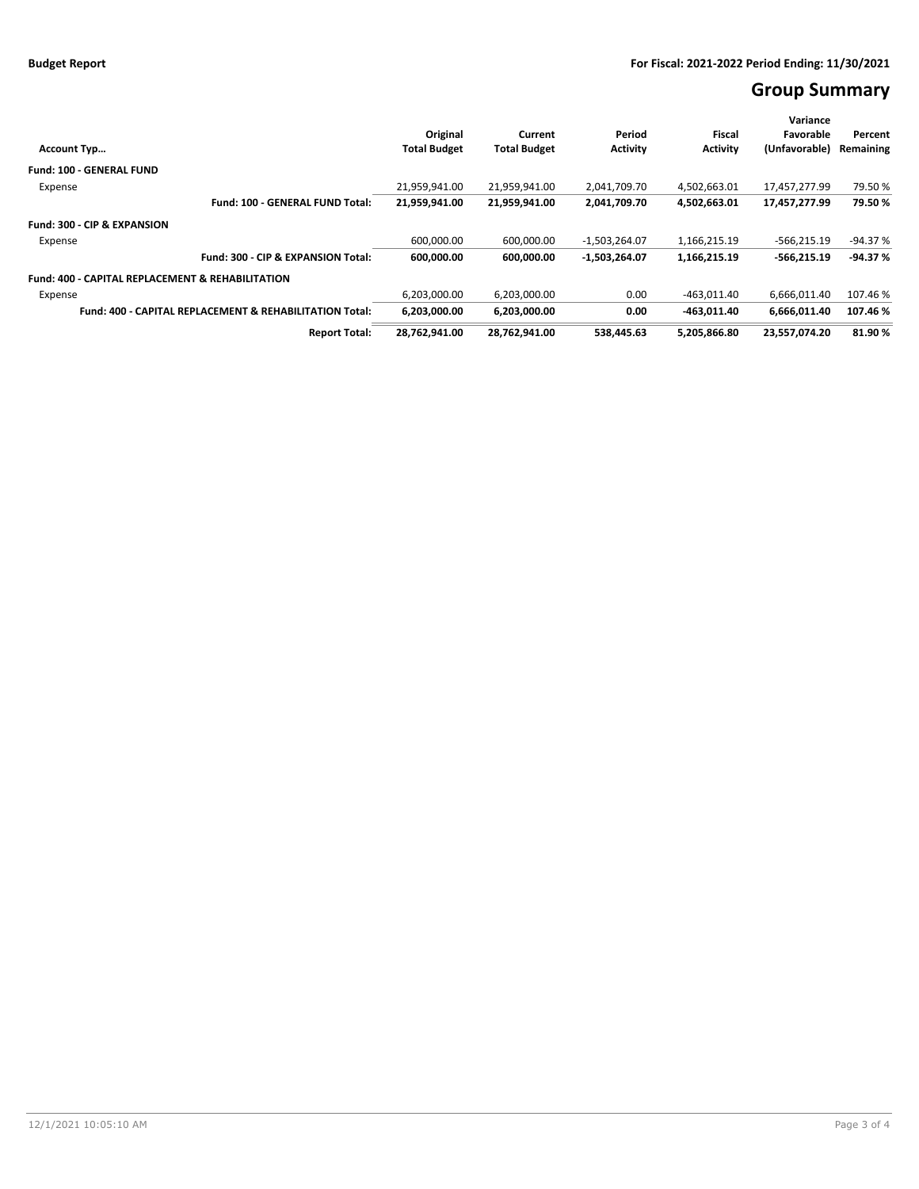**Budget Report**

**For Fiscal: 2021-2022 Period Ending: 11/30/2021**

# Group Summary

| Account Typ… | Original Total Budget | Current Total Budget | Period Activity | Fiscal Activity | Variance Favorable (Unfavorable) | Percent Remaining |
|---|---|---|---|---|---|---|
| **Fund: 100 - GENERAL FUND** | | | | | | |
| Expense | 21,959,941.00 | 21,959,941.00 | 2,041,709.70 | 4,502,663.01 | 17,457,277.99 | 79.50 % |
| **Fund: 100 - GENERAL FUND Total:** | **21,959,941.00** | **21,959,941.00** | **2,041,709.70** | **4,502,663.01** | **17,457,277.99** | **79.50 %** |
| **Fund: 300 - CIP & EXPANSION** | | | | | | |
| Expense | 600,000.00 | 600,000.00 | -1,503,264.07 | 1,166,215.19 | -566,215.19 | -94.37 % |
| **Fund: 300 - CIP & EXPANSION Total:** | **600,000.00** | **600,000.00** | **-1,503,264.07** | **1,166,215.19** | **-566,215.19** | **-94.37 %** |
| **Fund: 400 - CAPITAL REPLACEMENT & REHABILITATION** | | | | | | |
| Expense | 6,203,000.00 | 6,203,000.00 | 0.00 | -463,011.40 | 6,666,011.40 | 107.46 % |
| **Fund: 400 - CAPITAL REPLACEMENT & REHABILITATION Total:** | **6,203,000.00** | **6,203,000.00** | **0.00** | **-463,011.40** | **6,666,011.40** | **107.46 %** |
| **Report Total:** | **28,762,941.00** | **28,762,941.00** | **538,445.63** | **5,205,866.80** | **23,557,074.20** | **81.90 %** |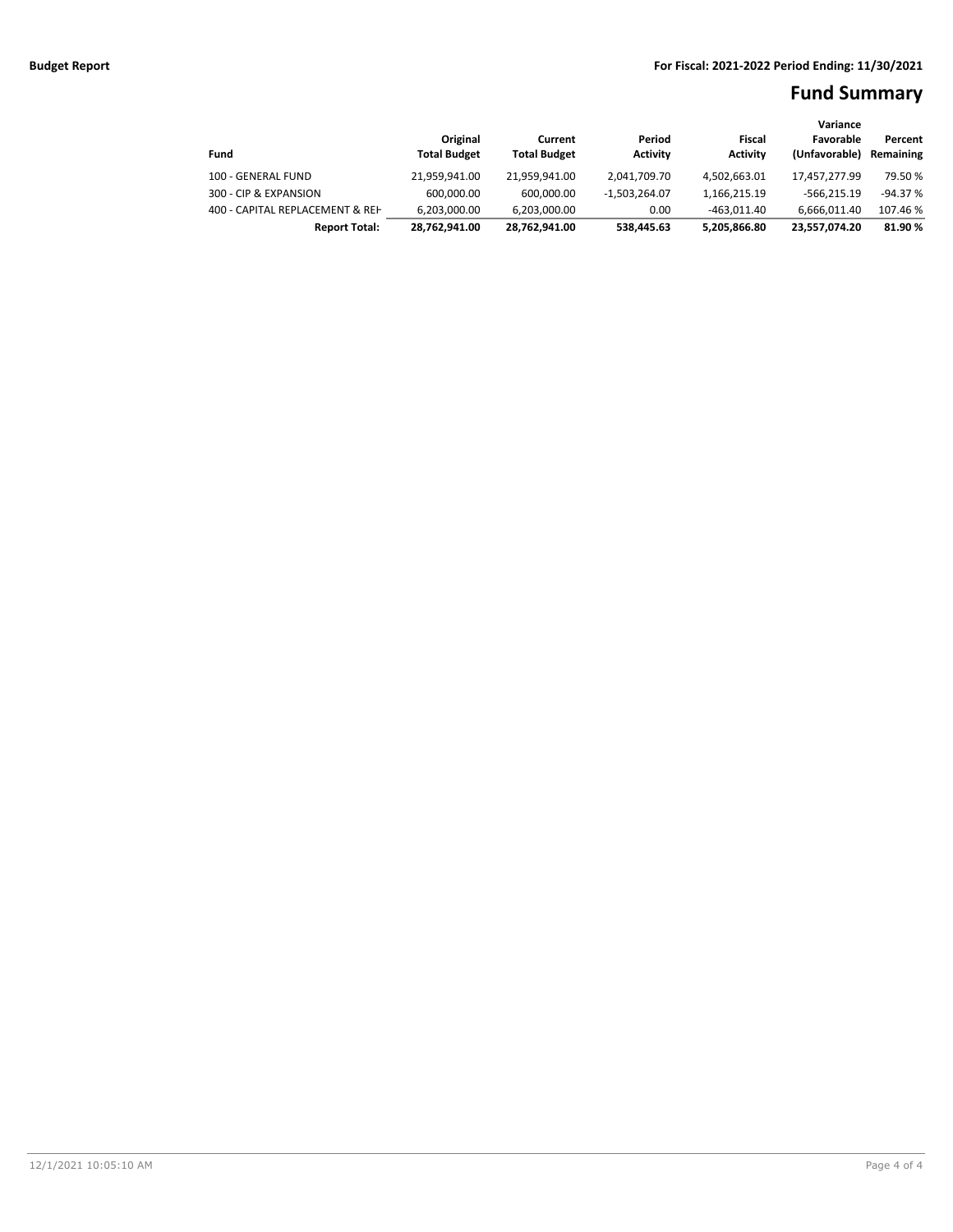**Budget Report** **For Fiscal: 2021-2022 Period Ending: 11/30/2021**

# Fund Summary

| Fund | Original Total Budget | Current Total Budget | Period Activity | Fiscal Activity | Variance Favorable (Unfavorable) | Percent Remaining |
|---|---|---|---|---|---|---|
| 100 - GENERAL FUND | 21,959,941.00 | 21,959,941.00 | 2,041,709.70 | 4,502,663.01 | 17,457,277.99 | 79.50 % |
| 300 - CIP & EXPANSION | 600,000.00 | 600,000.00 | -1,503,264.07 | 1,166,215.19 | -566,215.19 | -94.37 % |
| 400 - CAPITAL REPLACEMENT & REH | 6,203,000.00 | 6,203,000.00 | 0.00 | -463,011.40 | 6,666,011.40 | 107.46 % |
| **Report Total:** | **28,762,941.00** | **28,762,941.00** | **538,445.63** | **5,205,866.80** | **23,557,074.20** | **81.90 %** |

12/1/2021 10:05:10 AM